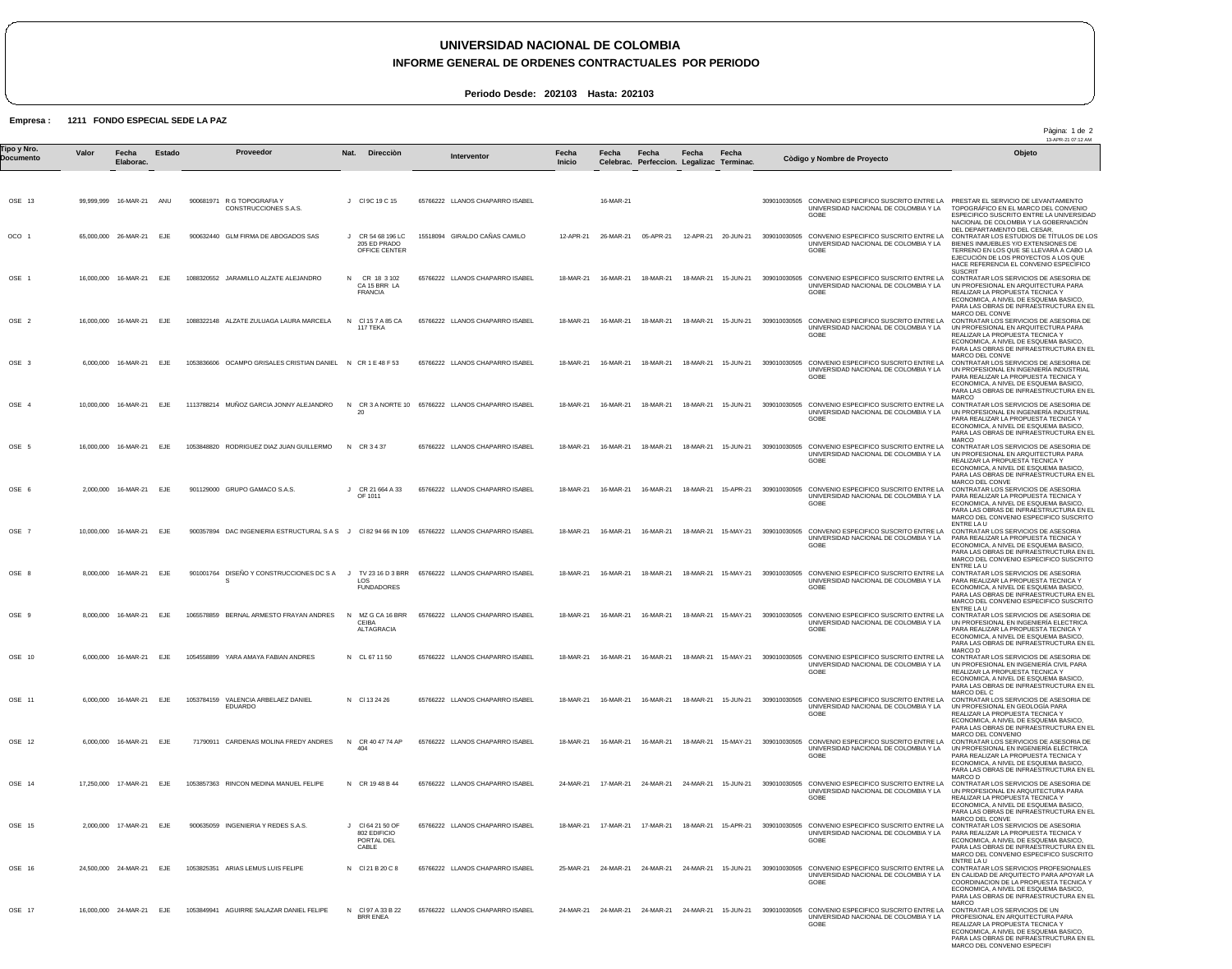# UNIVERSIDAD NACIONAL DE COLOMBIA

## INFORME GENERAL DE ORDENES CONTRACTUALES POR PERIODO

**Periodo Desde: 202103 Hasta: 202103**

**Empresa : 1211 FONDO ESPECIAL SEDE LA PAZ**

| Tipo y Nro. Documento | Valor | Fecha Elaborac. | Estado | Proveedor | Nat. | Dirección | Interventor | Fecha Inicio | Fecha Celebrac. | Fecha Perfeccion. | Fecha Legalizac | Fecha Terminac. | Còdigo y Nombre de Proyecto | Objeto |
|---|---|---|---|---|---|---|---|---|---|---|---|---|---|---|
| OSE 13 | 99,999,999 | 16-MAR-21 | ANU | 900681971 R G TOPOGRAFIA Y CONSTRUCCIONES S.A.S. | J | Cl 9C 19 C 15 | 65766222 LLANOS CHAPARRO ISABEL | | 16-MAR-21 | | | | 3090100030505 CONVENIO ESPECIFICO SUSCRITO ENTRE LA UNIVERSIDAD NACIONAL DE COLOMBIA Y LA GOBE | PRESTAR EL SERVICIO DE LEVANTAMIENTO TOPOGRÁFICO EN EL MARCO DEL CONVENIO ESPECÍFICO SUSCRITO ENTRE LA UNIVERSIDAD NACIONAL DE COLOMBIA Y LA GOBERNACIÓN DEL DEPARTAMENTO DEL CESAR. |
| OCO 1 | 65,000,000 | 26-MAR-21 | EJE | 900632440 GLM FIRMA DE ABOGADOS SAS | J | CR 54 68 196 LC 205 ED PRADO OFFICE CENTER | 15518094 GIRALDO CAÑAS CAMILO | 12-APR-21 | 26-MAR-21 | 05-APR-21 | 12-APR-21 | 20-JUN-21 | 3090100030505 CONVENIO ESPECIFICO SUSCRITO ENTRE LA UNIVERSIDAD NACIONAL DE COLOMBIA Y LA GOBE | CONTRATAR LOS ESTUDIOS DE TÍTULOS DE LOS BIENES INMUEBLES Y/O EXTENSIONES DE TERRENO EN LOS QUE SE LLEVARÁ A CABO LA EJECUCIÓN DE LOS PROYECTOS A LOS QUE HACE REFERENCIA EL CONVENIO ESPECÍFICO SUSCRIT |
| OSE 1 | 16,000,000 | 16-MAR-21 | EJE | 1088320552 JARAMILLO ALZATE ALEJANDRO | N | CR 18 3 102 CA 15 BRR LA FRANCIA | 65766222 LLANOS CHAPARRO ISABEL | 18-MAR-21 | 16-MAR-21 | 18-MAR-21 | 18-MAR-21 | 15-JUN-21 | 3090100030505 CONVENIO ESPECIFICO SUSCRITO ENTRE LA UNIVERSIDAD NACIONAL DE COLOMBIA Y LA GOBE | CONTRATAR LOS SERVICIOS DE ASESORIA DE UN PROFESIONAL EN ARQUITECTURA PARA REALIZAR LA PROPUESTA TECNICA Y ECONOMICA, A NIVEL DE ESQUEMA BASICO, PARA LAS OBRAS DE INFRAESTRUCTURA EN EL MARCO DEL CONVE |
| OSE 2 | 16,000,000 | 16-MAR-21 | EJE | 1088322148 ALZATE ZULUAGA LAURA MARCELA | N | Cl 15 7 A 85 CA 117 TEKA | 65766222 LLANOS CHAPARRO ISABEL | 18-MAR-21 | 16-MAR-21 | 18-MAR-21 | 18-MAR-21 | 15-JUN-21 | 3090100030505 CONVENIO ESPECIFICO SUSCRITO ENTRE LA UNIVERSIDAD NACIONAL DE COLOMBIA Y LA GOBE | CONTRATAR LOS SERVICIOS DE ASESORIA DE UN PROFESIONAL EN ARQUITECTURA PARA REALIZAR LA PROPUESTA TECNICA Y ECONOMICA, A NIVEL DE ESQUEMA BASICO, PARA LAS OBRAS DE INFRAESTRUCTURA EN EL MARCO DEL CONVE |
| OSE 3 | 6,000,000 | 16-MAR-21 | EJE | 1053836606 OCAMPO GRISALES CRISTIAN DANIEL | N | CR 1 E 48 F 53 | 65766222 LLANOS CHAPARRO ISABEL | 18-MAR-21 | 16-MAR-21 | 18-MAR-21 | 18-MAR-21 | 15-JUN-21 | 3090100030505 CONVENIO ESPECIFICO SUSCRITO ENTRE LA UNIVERSIDAD NACIONAL DE COLOMBIA Y LA GOBE | CONTRATAR LOS SERVICIOS DE ASESORIA DE UN PROFESIONAL EN INGENIERIA INDUSTRIAL PARA REALIZAR LA PROPUESTA TECNICA Y ECONOMICA, A NIVEL DE ESQUEMA BASICO, PARA LAS OBRAS DE INFRAESTRUCTURA EN EL MARCO |
| OSE 4 | 10,000,000 | 16-MAR-21 | EJE | 1113788214 MUÑOZ GARCIA JONNY ALEJANDRO | N | CR 3 A NORTE 10 20 | 65766222 LLANOS CHAPARRO ISABEL | 18-MAR-21 | 16-MAR-21 | 18-MAR-21 | 18-MAR-21 | 15-JUN-21 | 3090100030505 CONVENIO ESPECIFICO SUSCRITO ENTRE LA UNIVERSIDAD NACIONAL DE COLOMBIA Y LA GOBE | CONTRATAR LOS SERVICIOS DE ASESORIA DE UN PROFESIONAL EN INGENIERIA INDUSTRIAL PARA REALIZAR LA PROPUESTA TECNICA Y ECONOMICA, A NIVEL DE ESQUEMA BASICO, PARA LAS OBRAS DE INFRAESTRUCTURA EN EL MARCO |
| OSE 5 | 16,000,000 | 16-MAR-21 | EJE | 1053848820 RODRIGUEZ DIAZ JUAN GUILLERMO | N | CR 3 4 37 | 65766222 LLANOS CHAPARRO ISABEL | 18-MAR-21 | 16-MAR-21 | 18-MAR-21 | 18-MAR-21 | 15-JUN-21 | 3090100030505 CONVENIO ESPECIFICO SUSCRITO ENTRE LA UNIVERSIDAD NACIONAL DE COLOMBIA Y LA GOBE | CONTRATAR LOS SERVICIOS DE ASESORIA DE UN PROFESIONAL EN ARQUITECTURA PARA REALIZAR LA PROPUESTA TECNICA Y ECONOMICA, A NIVEL DE ESQUEMA BASICO, PARA LAS OBRAS DE INFRAESTRUCTURA EN EL MARCO DEL CONVE |
| OSE 6 | 2,000,000 | 16-MAR-21 | EJE | 901129000 GRUPO GAMACO S.A.S. | J | CR 21 664 A 33 OF 1011 | 65766222 LLANOS CHAPARRO ISABEL | 18-MAR-21 | 16-MAR-21 | 16-MAR-21 | 18-MAR-21 | 15-APR-21 | 3090100030505 CONVENIO ESPECIFICO SUSCRITO ENTRE LA UNIVERSIDAD NACIONAL DE COLOMBIA Y LA GOBE | CONTRATAR LOS SERVICIOS DE ASESORIA PARA REALIZAR LA PROPUESTA TECNICA Y ECONOMICA, A NIVEL DE ESQUEMA BASICO, PARA LAS OBRAS DE INFRAESTRUCTURA EN EL MARCO DEL CONVENIO ESPECIFICO SUSCRITO ENTRE LA U |
| OSE 7 | 10,000,000 | 16-MAR-21 | EJE | 900357894 DAC INGENIERIA ESTRUCTURAL S A S | J | Cl 82 94 66 IN 109 | 65766222 LLANOS CHAPARRO ISABEL | 18-MAR-21 | 16-MAR-21 | 16-MAR-21 | 18-MAR-21 | 15-MAY-21 | 3090100030505 CONVENIO ESPECIFICO SUSCRITO ENTRE LA UNIVERSIDAD NACIONAL DE COLOMBIA Y LA GOBE | CONTRATAR LOS SERVICIOS DE ASESORIA PARA REALIZAR LA PROPUESTA TECNICA Y ECONOMICA, A NIVEL DE ESQUEMA BASICO, PARA LAS OBRAS DE INFRAESTRUCTURA EN EL MARCO DEL CONVENIO ESPECIFICO SUSCRITO ENTRE LA U |
| OSE 8 | 8,000,000 | 16-MAR-21 | EJE | 901001764 DISEÑO Y CONSTRUCCIONES DC S A S | J | TV 23 16 D 3 BRR LOS FUNDADORES | 65766222 LLANOS CHAPARRO ISABEL | 18-MAR-21 | 16-MAR-21 | 18-MAR-21 | 18-MAR-21 | 15-MAY-21 | 3090100030505 CONVENIO ESPECIFICO SUSCRITO ENTRE LA UNIVERSIDAD NACIONAL DE COLOMBIA Y LA GOBE | CONTRATAR LOS SERVICIOS DE ASESORIA PARA REALIZAR LA PROPUESTA TECNICA Y ECONOMICA, A NIVEL DE ESQUEMA BASICO, PARA LAS OBRAS DE INFRAESTRUCTURA EN EL MARCO DEL CONVENIO ESPECIFICO SUSCRITO ENTRE LA U |
| OSE 9 | 8,000,000 | 16-MAR-21 | EJE | 1065578859 BERNAL ARMESTO FRAYAN ANDRES | N | MZ G CA 16 BRR CEIBA ALTAGRACIA | 65766222 LLANOS CHAPARRO ISABEL | 18-MAR-21 | 16-MAR-21 | 16-MAR-21 | 18-MAR-21 | 15-MAY-21 | 3090100030505 CONVENIO ESPECIFICO SUSCRITO ENTRE LA UNIVERSIDAD NACIONAL DE COLOMBIA Y LA GOBE | CONTRATAR LOS SERVICIOS DE ASESORIA DE UN PROFESIONAL EN INGENIERIA ELECTRICA PARA REALIZAR LA PROPUESTA TECNICA Y ECONOMICA, A NIVEL DE ESQUEMA BASICO, PARA LAS OBRAS DE INFRAESTRUCTURA EN EL MARCO D |
| OSE 10 | 6,000,000 | 16-MAR-21 | EJE | 1054558899 YARA AMAYA FABIAN ANDRES | N | CL 67 11 50 | 65766222 LLANOS CHAPARRO ISABEL | 18-MAR-21 | 16-MAR-21 | 16-MAR-21 | 18-MAR-21 | 15-MAY-21 | 3090100030505 CONVENIO ESPECIFICO SUSCRITO ENTRE LA UNIVERSIDAD NACIONAL DE COLOMBIA Y LA GOBE | CONTRATAR LOS SERVICIOS DE ASESORIA DE UN PROFESIONAL EN INGENIERIA CIVIL PARA REALIZAR LA PROPUESTA TECNICA Y ECONOMICA, A NIVEL DE ESQUEMA BASICO, PARA LAS OBRAS DE INFRAESTRUCTURA EN EL MARCO DEL C |
| OSE 11 | 6,000,000 | 16-MAR-21 | EJE | 1053784159 VALENCIA ARBELAEZ DANIEL EDUARDO | N | Cl 13 24 26 | 65766222 LLANOS CHAPARRO ISABEL | 18-MAR-21 | 16-MAR-21 | 16-MAR-21 | 18-MAR-21 | 15-JUN-21 | 3090100030505 CONVENIO ESPECIFICO SUSCRITO ENTRE LA UNIVERSIDAD NACIONAL DE COLOMBIA Y LA GOBE | CONTRATAR LOS SERVICIOS DE ASESORIA DE UN PROFESIONAL EN GEOLOGIA PARA REALIZAR LA PROPUESTA TECNICA Y ECONOMICA, A NIVEL DE ESQUEMA BASICO, PARA LAS OBRAS DE INFRAESTRUCTURA EN EL MARCO DEL CONVENIO |
| OSE 12 | 6,000,000 | 16-MAR-21 | EJE | 71790911 CARDENAS MOLINA FREDY ANDRES | N | CR 40 47 74 AP 404 | 65766222 LLANOS CHAPARRO ISABEL | 18-MAR-21 | 16-MAR-21 | 16-MAR-21 | 18-MAR-21 | 15-MAY-21 | 3090100030505 CONVENIO ESPECIFICO SUSCRITO ENTRE LA UNIVERSIDAD NACIONAL DE COLOMBIA Y LA GOBE | CONTRATAR LOS SERVICIOS DE ASESORIA DE UN PROFESIONAL EN INGENIERIA ELÉCTRICA PARA REALIZAR LA PROPUESTA TECNICA Y ECONOMICA, A NIVEL DE ESQUEMA BASICO, PARA LAS OBRAS DE INFRAESTRUCTURA EN EL MARCO D |
| OSE 14 | 17,250,000 | 17-MAR-21 | EJE | 1053857363 RINCON MEDINA MANUEL FELIPE | N | CR 19 48 B 44 | 65766222 LLANOS CHAPARRO ISABEL | 24-MAR-21 | 17-MAR-21 | 24-MAR-21 | 24-MAR-21 | 15-JUN-21 | 3090100030505 CONVENIO ESPECIFICO SUSCRITO ENTRE LA UNIVERSIDAD NACIONAL DE COLOMBIA Y LA GOBE | CONTRATAR LOS SERVICIOS DE ASESORIA DE UN PROFESIONAL EN ARQUITECTURA PARA REALIZAR LA PROPUESTA TECNICA Y ECONOMICA, A NIVEL DE ESQUEMA BASICO, PARA LAS OBRAS DE INFRAESTRUCTURA EN EL MARCO DEL CONVE |
| OSE 15 | 2,000,000 | 17-MAR-21 | EJE | 900635059 INGENIERIA Y REDES S.A.S. | J | Cl 64 21 50 OF 802 EDIFICIO PORTAL DEL CABLE | 65766222 LLANOS CHAPARRO ISABEL | 18-MAR-21 | 17-MAR-21 | 17-MAR-21 | 18-MAR-21 | 15-APR-21 | 3090100030505 CONVENIO ESPECIFICO SUSCRITO ENTRE LA UNIVERSIDAD NACIONAL DE COLOMBIA Y LA GOBE | CONTRATAR LOS SERVICIOS DE ASESORIA PARA REALIZAR LA PROPUESTA TECNICA Y ECONOMICA, A NIVEL DE ESQUEMA BASICO, PARA LAS OBRAS DE INFRAESTRUCTURA EN EL MARCO DEL CONVENIO ESPECIFICO SUSCRITO ENTRE LA U |
| OSE 16 | 24,500,000 | 24-MAR-21 | EJE | 1053825351 ARIAS LEMUS LUIS FELIPE | N | Cl 21 B 20 C 8 | 65766222 LLANOS CHAPARRO ISABEL | 25-MAR-21 | 24-MAR-21 | 24-MAR-21 | 24-MAR-21 | 15-JUN-21 | 3090100030505 CONVENIO ESPECIFICO SUSCRITO ENTRE LA UNIVERSIDAD NACIONAL DE COLOMBIA Y LA GOBE | CONTRATAR LOS SERVICIOS PROFESIONALES EN CALIDAD DE ARQUITECTO PARA APOYAR LA COORDINACION DE LA PROPUESTA TECNICA Y ECONOMICA, A NIVEL DE ESQUEMA BASICO, PARA LAS OBRAS DE INFRAESTRUCTURA EN EL MARCO |
| OSE 17 | 16,000,000 | 24-MAR-21 | EJE | 1053849941 AGUIRRE SALAZAR DANIEL FELIPE | N | Cl 97 A 33 B 22 BRR ENEA | 65766222 LLANOS CHAPARRO ISABEL | 24-MAR-21 | 24-MAR-21 | 24-MAR-21 | 24-MAR-21 | 15-JUN-21 | 3090100030505 CONVENIO ESPECIFICO SUSCRITO ENTRE LA UNIVERSIDAD NACIONAL DE COLOMBIA Y LA GOBE | CONTRATAR LOS SERVICIOS DE UN PROFESIONAL EN ARQUITECTURA PARA REALIZAR LA PROPUESTA TECNICA Y ECONOMICA, A NIVEL DE ESQUEMA BASICO, PARA LAS OBRAS DE INFRAESTRUCTURA EN EL MARCO DEL CONVENIO ESPECIFI |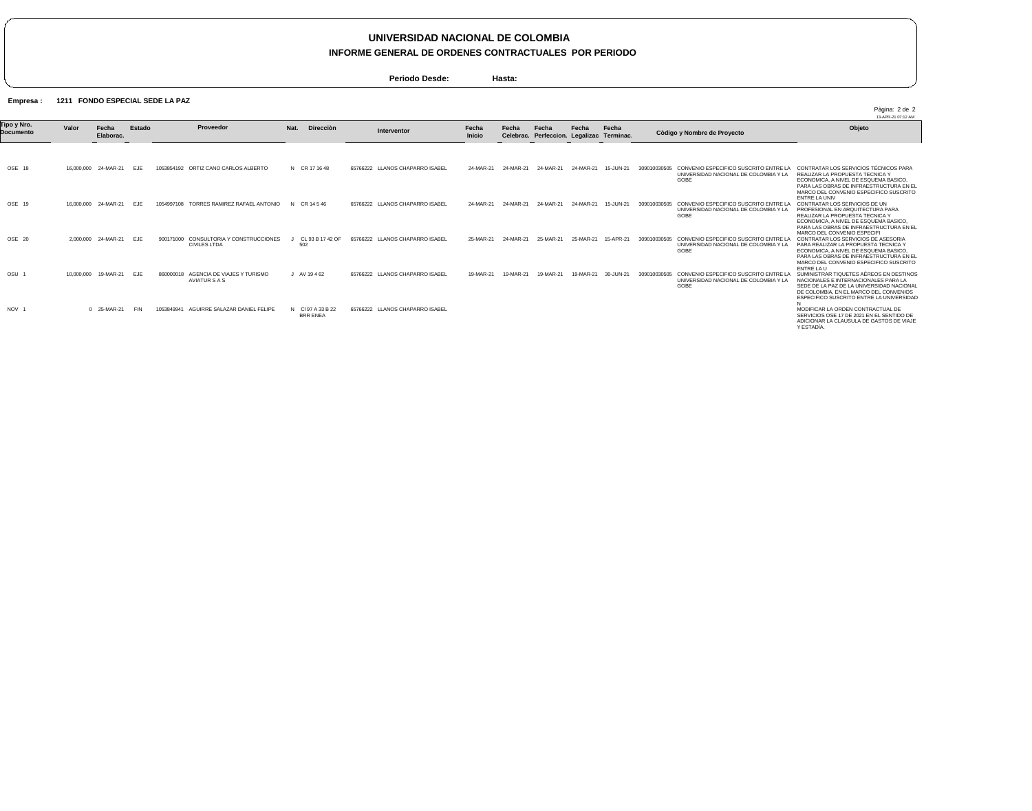# UNIVERSIDAD NACIONAL DE COLOMBIA

## INFORME GENERAL DE ORDENES CONTRACTUALES POR PERIODO

**Periodo Desde:** **Hasta:**

**Empresa : 1211 FONDO ESPECIAL SEDE LA PAZ**

13-APR-21 07:12 AM

| Tipo y Nro. Documento | Valor | Fecha Elaborac. | Estado | Proveedor | Nat. | Dirección | Interventor | Fecha Inicio | Fecha Celebrac. | Fecha Perfeccion. | Fecha Legalizac | Fecha Terminac. | Còdigo y Nombre de Proyecto | Objeto |
|---|---|---|---|---|---|---|---|---|---|---|---|---|---|---|
| OSE 18 | 16,000,000 | 24-MAR-21 | EJE | 1053854192 ORTIZ CANO CARLOS ALBERTO | N | CR 17 16 48 | 65766222 LLANOS CHAPARRO ISABEL | 24-MAR-21 | 24-MAR-21 | 24-MAR-21 | 24-MAR-21 | 15-JUN-21 | 3090100305O5 CONVENIO ESPECIFICO SUSCRITO ENTRE LA UNIVERSIDAD NACIONAL DE COLOMBIA Y LA GOBE | CONTRATAR LOS SERVICIOS TÉCNICOS PARA REALIZAR LA PROPUESTA TECNICA Y ECONOMICA, A NIVEL DE ESQUEMA BASICO, PARA LAS OBRAS DE INFRAESTRUCTURA EN EL MARCO DEL CONVENIO ESPECIFICO SUSCRITO ENTRE LA UNIV |
| OSE 19 | 16,000,000 | 24-MAR-21 | EJE | 1054997108 TORRES RAMIREZ RAFAEL ANTONIO | N | CR 14 5 46 | 65766222 LLANOS CHAPARRO ISABEL | 24-MAR-21 | 24-MAR-21 | 24-MAR-21 | 24-MAR-21 | 15-JUN-21 | 3090100305O5 CONVENIO ESPECIFICO SUSCRITO ENTRE LA UNIVERSIDAD NACIONAL DE COLOMBIA Y LA GOBE | CONTRATAR LOS SERVICIOS DE UN PROFESIONAL EN ARQUITECTURA PARA REALIZAR LA PROPUESTA TECNICA Y ECONOMICA, A NIVEL DE ESQUEMA BASICO, PARA LAS OBRAS DE INFRAESTRUCTURA EN EL MARCO DEL CONVENIO ESPECIFI |
| OSE 20 | 2,000,000 | 24-MAR-21 | EJE | 900171000 CONSULTORIA Y CONSTRUCCIONES CIVILES LTDA | J | CL 93 B 17 42 OF 502 | 65766222 LLANOS CHAPARRO ISABEL | 25-MAR-21 | 24-MAR-21 | 25-MAR-21 | 25-MAR-21 | 15-APR-21 | 3090100305O5 CONVENIO ESPECIFICO SUSCRITO ENTRE LA UNIVERSIDAD NACIONAL DE COLOMBIA Y LA GOBE | CONTRATAR LOS SERVICIOS DE ASESORIA PARA REALIZAR LA PROPUESTA TECNICA Y ECONOMICA, A NIVEL DE ESQUEMA BASICO, PARA LAS OBRAS DE INFRAESTRUCTURA EN EL MARCO DEL CONVENIO ESPECIFICO SUSCRITO ENTRE LA U |
| OSU 1 | 10,000,000 | 19-MAR-21 | EJE | 860000018 AGENCIA DE VIAJES Y TURISMO AVIATUR S A S | J | AV 19 4 62 | 65766222 LLANOS CHAPARRO ISABEL | 19-MAR-21 | 19-MAR-21 | 19-MAR-21 | 19-MAR-21 | 30-JUN-21 | 3090100305O5 CONVENIO ESPECIFICO SUSCRITO ENTRE LA UNIVERSIDAD NACIONAL DE COLOMBIA Y LA GOBE | SUMINISTRAR TIQUETES AÉREOS EN DESTINOS NACIONALES E INTERNACIONALES PARA LA SEDE DE LA PAZ DE LA UNIVERSIDAD NACIONAL DE COLOMBIA, EN EL MARCO DEL CONVENIOS ESPECIFICO SUSCRITO ENTRE LA UNIVERSIDAD N |
| NOV 1 | 0 | 25-MAR-21 | FIN | 1053849941 AGUIRRE SALAZAR DANIEL FELIPE | N | Cl 97 A 33 B 22 BRR ENEA | 65766222 LLANOS CHAPARRO ISABEL | | | | | | | MODIFICAR LA ORDEN CONTRACTUAL DE SERVICIOS OSE 17 DE 2021 EN EL SENTIDO DE ADICIONAR LA CLAUSULA DE GASTOS DE VIAJE Y ESTADÍA. |